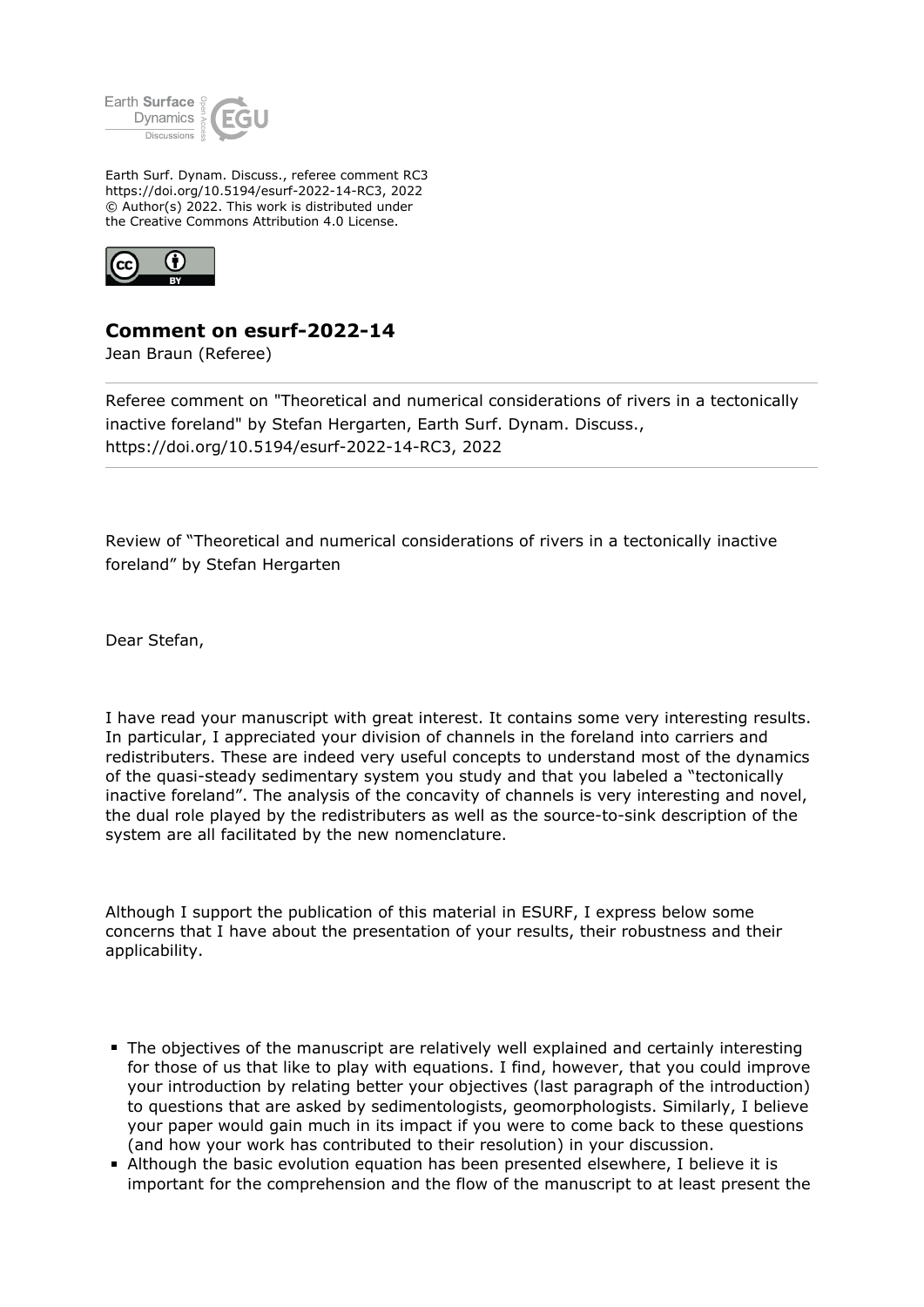Earth Surf. Dynam. Discuss., referee comment RC3
https://doi.org/10.5194/esurf-2022-14-RC3, 2022
© Author(s) 2022. This work is distributed under
the Creative Commons Attribution 4.0 License.

## Comment on esurf-2022-14

Jean Braun (Referee)

Referee comment on "Theoretical and numerical considerations of rivers in a tectonically inactive foreland" by Stefan Hergarten, Earth Surf. Dynam. Discuss., https://doi.org/10.5194/esurf-2022-14-RC3, 2022

Review of "Theoretical and numerical considerations of rivers in a tectonically inactive foreland" by Stefan Hergarten

Dear Stefan,

I have read your manuscript with great interest. It contains some very interesting results. In particular, I appreciated your division of channels in the foreland into carriers and redistributers. These are indeed very useful concepts to understand most of the dynamics of the quasi-steady sedimentary system you study and that you labeled a "tectonically inactive foreland". The analysis of the concavity of channels is very interesting and novel, the dual role played by the redistributers as well as the source-to-sink description of the system are all facilitated by the new nomenclature.

Although I support the publication of this material in ESURF, I express below some concerns that I have about the presentation of your results, their robustness and their applicability.

- The objectives of the manuscript are relatively well explained and certainly interesting for those of us that like to play with equations. I find, however, that you could improve your introduction by relating better your objectives (last paragraph of the introduction) to questions that are asked by sedimentologists, geomorphologists. Similarly, I believe your paper would gain much in its impact if you were to come back to these questions (and how your work has contributed to their resolution) in your discussion.
- Although the basic evolution equation has been presented elsewhere, I believe it is important for the comprehension and the flow of the manuscript to at least present the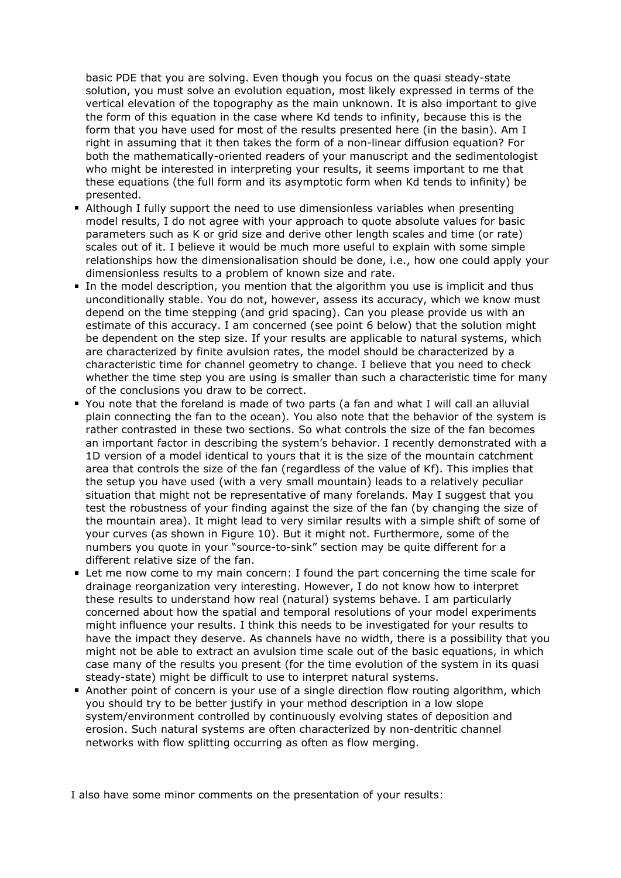basic PDE that you are solving. Even though you focus on the quasi steady-state solution, you must solve an evolution equation, most likely expressed in terms of the vertical elevation of the topography as the main unknown. It is also important to give the form of this equation in the case where Kd tends to infinity, because this is the form that you have used for most of the results presented here (in the basin). Am I right in assuming that it then takes the form of a non-linear diffusion equation? For both the mathematically-oriented readers of your manuscript and the sedimentologist who might be interested in interpreting your results, it seems important to me that these equations (the full form and its asymptotic form when Kd tends to infinity) be presented.

- Although I fully support the need to use dimensionless variables when presenting model results, I do not agree with your approach to quote absolute values for basic parameters such as K or grid size and derive other length scales and time (or rate) scales out of it. I believe it would be much more useful to explain with some simple relationships how the dimensionalisation should be done, i.e., how one could apply your dimensionless results to a problem of known size and rate.
- In the model description, you mention that the algorithm you use is implicit and thus unconditionally stable. You do not, however, assess its accuracy, which we know must depend on the time stepping (and grid spacing). Can you please provide us with an estimate of this accuracy. I am concerned (see point 6 below) that the solution might be dependent on the step size. If your results are applicable to natural systems, which are characterized by finite avulsion rates, the model should be characterized by a characteristic time for channel geometry to change. I believe that you need to check whether the time step you are using is smaller than such a characteristic time for many of the conclusions you draw to be correct.
- You note that the foreland is made of two parts (a fan and what I will call an alluvial plain connecting the fan to the ocean). You also note that the behavior of the system is rather contrasted in these two sections. So what controls the size of the fan becomes an important factor in describing the system's behavior. I recently demonstrated with a 1D version of a model identical to yours that it is the size of the mountain catchment area that controls the size of the fan (regardless of the value of Kf). This implies that the setup you have used (with a very small mountain) leads to a relatively peculiar situation that might not be representative of many forelands. May I suggest that you test the robustness of your finding against the size of the fan (by changing the size of the mountain area). It might lead to very similar results with a simple shift of some of your curves (as shown in Figure 10). But it might not. Furthermore, some of the numbers you quote in your "source-to-sink" section may be quite different for a different relative size of the fan.
- Let me now come to my main concern: I found the part concerning the time scale for drainage reorganization very interesting. However, I do not know how to interpret these results to understand how real (natural) systems behave. I am particularly concerned about how the spatial and temporal resolutions of your model experiments might influence your results. I think this needs to be investigated for your results to have the impact they deserve. As channels have no width, there is a possibility that you might not be able to extract an avulsion time scale out of the basic equations, in which case many of the results you present (for the time evolution of the system in its quasi steady-state) might be difficult to use to interpret natural systems.
- Another point of concern is your use of a single direction flow routing algorithm, which you should try to be better justify in your method description in a low slope system/environment controlled by continuously evolving states of deposition and erosion. Such natural systems are often characterized by non-dentritic channel networks with flow splitting occurring as often as flow merging.

I also have some minor comments on the presentation of your results: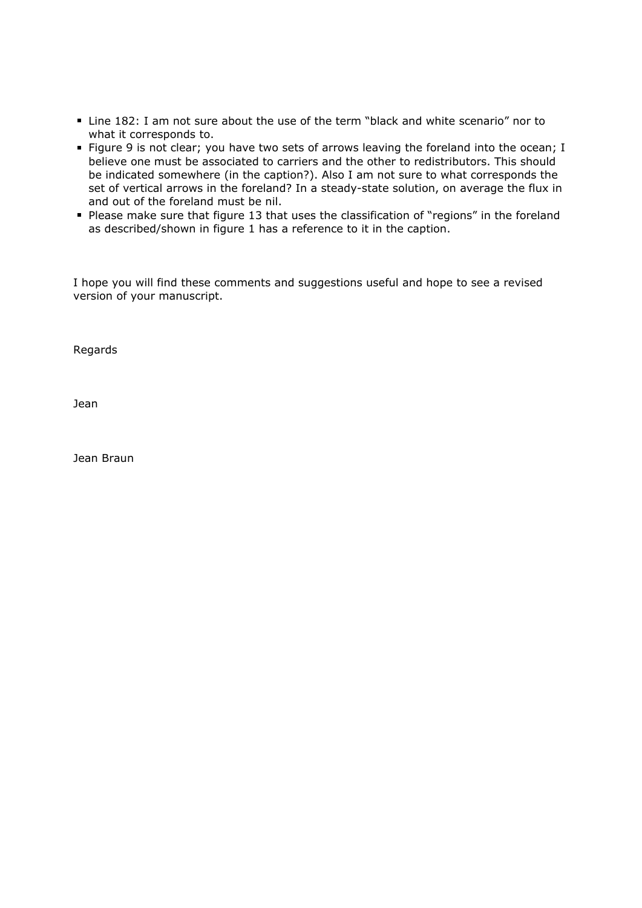- Line 182: I am not sure about the use of the term "black and white scenario" nor to what it corresponds to.
- Figure 9 is not clear; you have two sets of arrows leaving the foreland into the ocean; I believe one must be associated to carriers and the other to redistributors. This should be indicated somewhere (in the caption?). Also I am not sure to what corresponds the set of vertical arrows in the foreland? In a steady-state solution, on average the flux in and out of the foreland must be nil.
- Please make sure that figure 13 that uses the classification of "regions" in the foreland as described/shown in figure 1 has a reference to it in the caption.

I hope you will find these comments and suggestions useful and hope to see a revised version of your manuscript.

Regards

Jean

Jean Braun